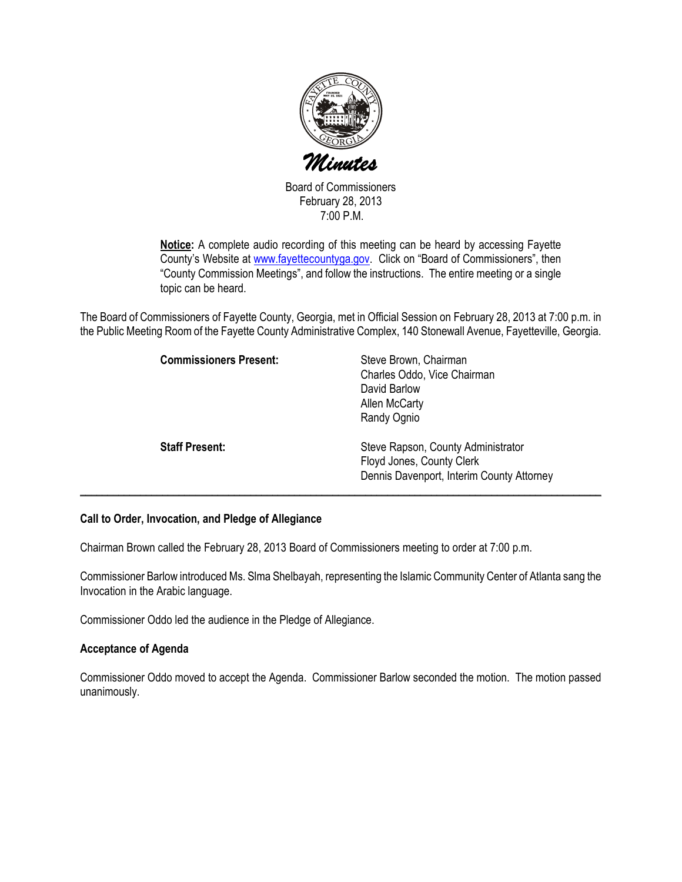# Minutes

Board of Commissioners
February 28, 2013
7:00 P.M.

**Notice:** A complete audio recording of this meeting can be heard by accessing Fayette County's Website at www.fayettecountyga.gov. Click on "Board of Commissioners", then "County Commission Meetings", and follow the instructions. The entire meeting or a single topic can be heard.

The Board of Commissioners of Fayette County, Georgia, met in Official Session on February 28, 2013 at 7:00 p.m. in the Public Meeting Room of the Fayette County Administrative Complex, 140 Stonewall Avenue, Fayetteville, Georgia.

| | |
|---|---|
| **Commissioners Present:** | Steve Brown, Chairman<br>Charles Oddo, Vice Chairman<br>David Barlow<br>Allen McCarty<br>Randy Ognio |
| **Staff Present:** | Steve Rapson, County Administrator<br>Floyd Jones, County Clerk<br>Dennis Davenport, Interim County Attorney |

---

**Call to Order, Invocation, and Pledge of Allegiance**

Chairman Brown called the February 28, 2013 Board of Commissioners meeting to order at 7:00 p.m.

Commissioner Barlow introduced Ms. Slma Shelbayah, representing the Islamic Community Center of Atlanta sang the Invocation in the Arabic language.

Commissioner Oddo led the audience in the Pledge of Allegiance.

**Acceptance of Agenda**

Commissioner Oddo moved to accept the Agenda. Commissioner Barlow seconded the motion. The motion passed unanimously.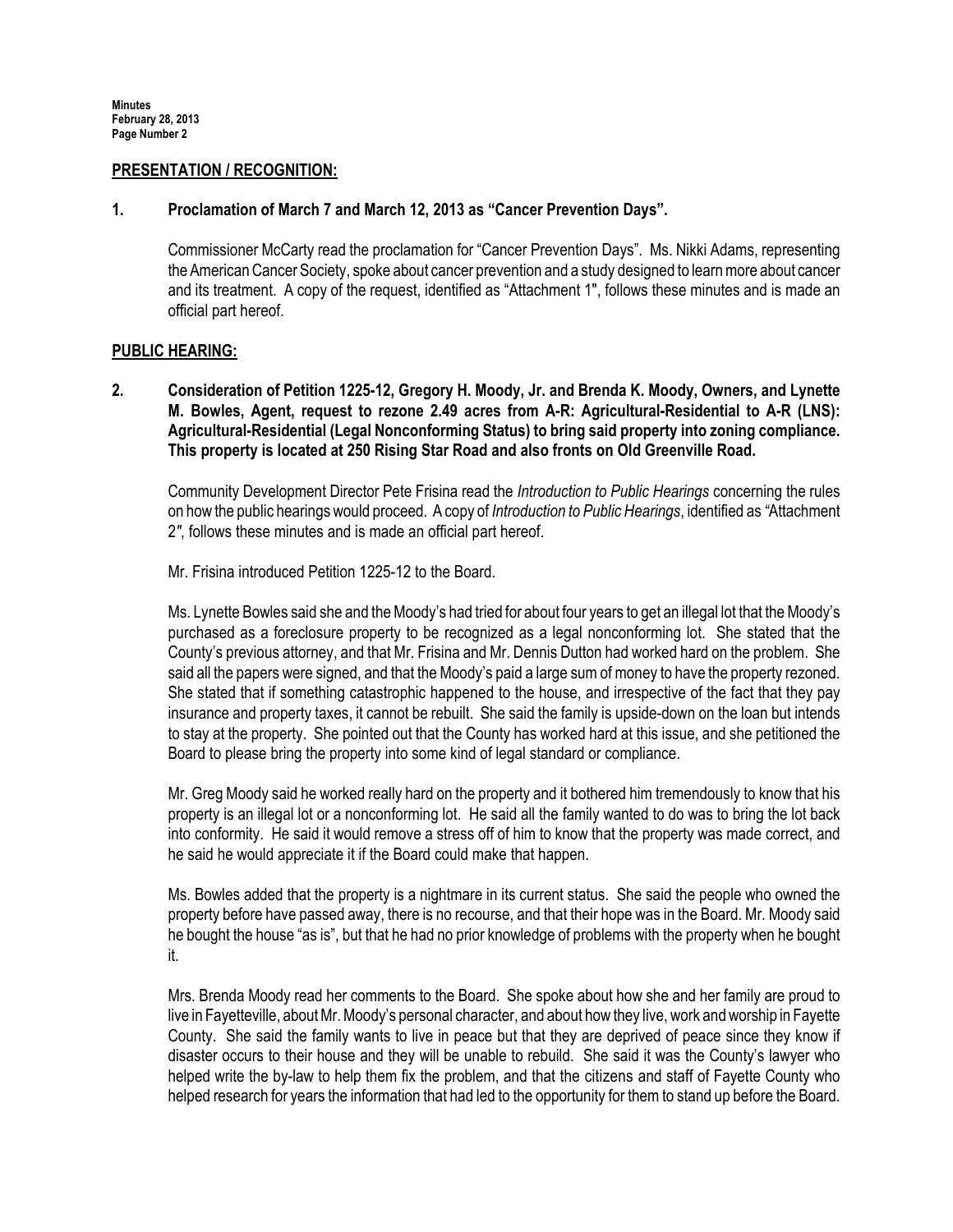## PRESENTATION / RECOGNITION:

**1. Proclamation of March 7 and March 12, 2013 as "Cancer Prevention Days".**

Commissioner McCarty read the proclamation for "Cancer Prevention Days". Ms. Nikki Adams, representing the American Cancer Society, spoke about cancer prevention and a study designed to learn more about cancer and its treatment. A copy of the request, identified as "Attachment 1", follows these minutes and is made an official part hereof.

## PUBLIC HEARING:

**2. Consideration of Petition 1225-12, Gregory H. Moody, Jr. and Brenda K. Moody, Owners, and Lynette M. Bowles, Agent, request to rezone 2.49 acres from A-R: Agricultural-Residential to A-R (LNS): Agricultural-Residential (Legal Nonconforming Status) to bring said property into zoning compliance. This property is located at 250 Rising Star Road and also fronts on Old Greenville Road.**

Community Development Director Pete Frisina read the *Introduction to Public Hearings* concerning the rules on how the public hearings would proceed. A copy of *Introduction to Public Hearings*, identified as "Attachment 2", follows these minutes and is made an official part hereof.

Mr. Frisina introduced Petition 1225-12 to the Board.

Ms. Lynette Bowles said she and the Moody's had tried for about four years to get an illegal lot that the Moody's purchased as a foreclosure property to be recognized as a legal nonconforming lot. She stated that the County's previous attorney, and that Mr. Frisina and Mr. Dennis Dutton had worked hard on the problem. She said all the papers were signed, and that the Moody's paid a large sum of money to have the property rezoned. She stated that if something catastrophic happened to the house, and irrespective of the fact that they pay insurance and property taxes, it cannot be rebuilt. She said the family is upside-down on the loan but intends to stay at the property. She pointed out that the County has worked hard at this issue, and she petitioned the Board to please bring the property into some kind of legal standard or compliance.

Mr. Greg Moody said he worked really hard on the property and it bothered him tremendously to know that his property is an illegal lot or a nonconforming lot. He said all the family wanted to do was to bring the lot back into conformity. He said it would remove a stress off of him to know that the property was made correct, and he said he would appreciate it if the Board could make that happen.

Ms. Bowles added that the property is a nightmare in its current status. She said the people who owned the property before have passed away, there is no recourse, and that their hope was in the Board. Mr. Moody said he bought the house "as is", but that he had no prior knowledge of problems with the property when he bought it.

Mrs. Brenda Moody read her comments to the Board. She spoke about how she and her family are proud to live in Fayetteville, about Mr. Moody's personal character, and about how they live, work and worship in Fayette County. She said the family wants to live in peace but that they are deprived of peace since they know if disaster occurs to their house and they will be unable to rebuild. She said it was the County's lawyer who helped write the by-law to help them fix the problem, and that the citizens and staff of Fayette County who helped research for years the information that had led to the opportunity for them to stand up before the Board.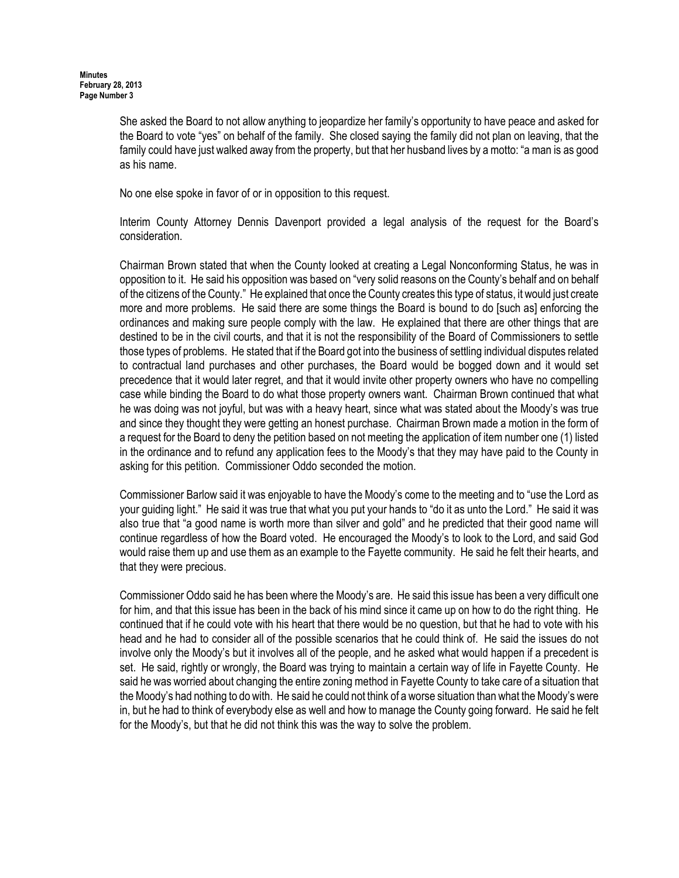She asked the Board to not allow anything to jeopardize her family's opportunity to have peace and asked for the Board to vote "yes" on behalf of the family. She closed saying the family did not plan on leaving, that the family could have just walked away from the property, but that her husband lives by a motto: "a man is as good as his name.

No one else spoke in favor of or in opposition to this request.

Interim County Attorney Dennis Davenport provided a legal analysis of the request for the Board's consideration.

Chairman Brown stated that when the County looked at creating a Legal Nonconforming Status, he was in opposition to it. He said his opposition was based on "very solid reasons on the County's behalf and on behalf of the citizens of the County." He explained that once the County creates this type of status, it would just create more and more problems. He said there are some things the Board is bound to do [such as] enforcing the ordinances and making sure people comply with the law. He explained that there are other things that are destined to be in the civil courts, and that it is not the responsibility of the Board of Commissioners to settle those types of problems. He stated that if the Board got into the business of settling individual disputes related to contractual land purchases and other purchases, the Board would be bogged down and it would set precedence that it would later regret, and that it would invite other property owners who have no compelling case while binding the Board to do what those property owners want. Chairman Brown continued that what he was doing was not joyful, but was with a heavy heart, since what was stated about the Moody's was true and since they thought they were getting an honest purchase. Chairman Brown made a motion in the form of a request for the Board to deny the petition based on not meeting the application of item number one (1) listed in the ordinance and to refund any application fees to the Moody's that they may have paid to the County in asking for this petition. Commissioner Oddo seconded the motion.

Commissioner Barlow said it was enjoyable to have the Moody's come to the meeting and to "use the Lord as your guiding light." He said it was true that what you put your hands to "do it as unto the Lord." He said it was also true that "a good name is worth more than silver and gold" and he predicted that their good name will continue regardless of how the Board voted. He encouraged the Moody's to look to the Lord, and said God would raise them up and use them as an example to the Fayette community. He said he felt their hearts, and that they were precious.

Commissioner Oddo said he has been where the Moody's are. He said this issue has been a very difficult one for him, and that this issue has been in the back of his mind since it came up on how to do the right thing. He continued that if he could vote with his heart that there would be no question, but that he had to vote with his head and he had to consider all of the possible scenarios that he could think of. He said the issues do not involve only the Moody's but it involves all of the people, and he asked what would happen if a precedent is set. He said, rightly or wrongly, the Board was trying to maintain a certain way of life in Fayette County. He said he was worried about changing the entire zoning method in Fayette County to take care of a situation that the Moody's had nothing to do with. He said he could not think of a worse situation than what the Moody's were in, but he had to think of everybody else as well and how to manage the County going forward. He said he felt for the Moody's, but that he did not think this was the way to solve the problem.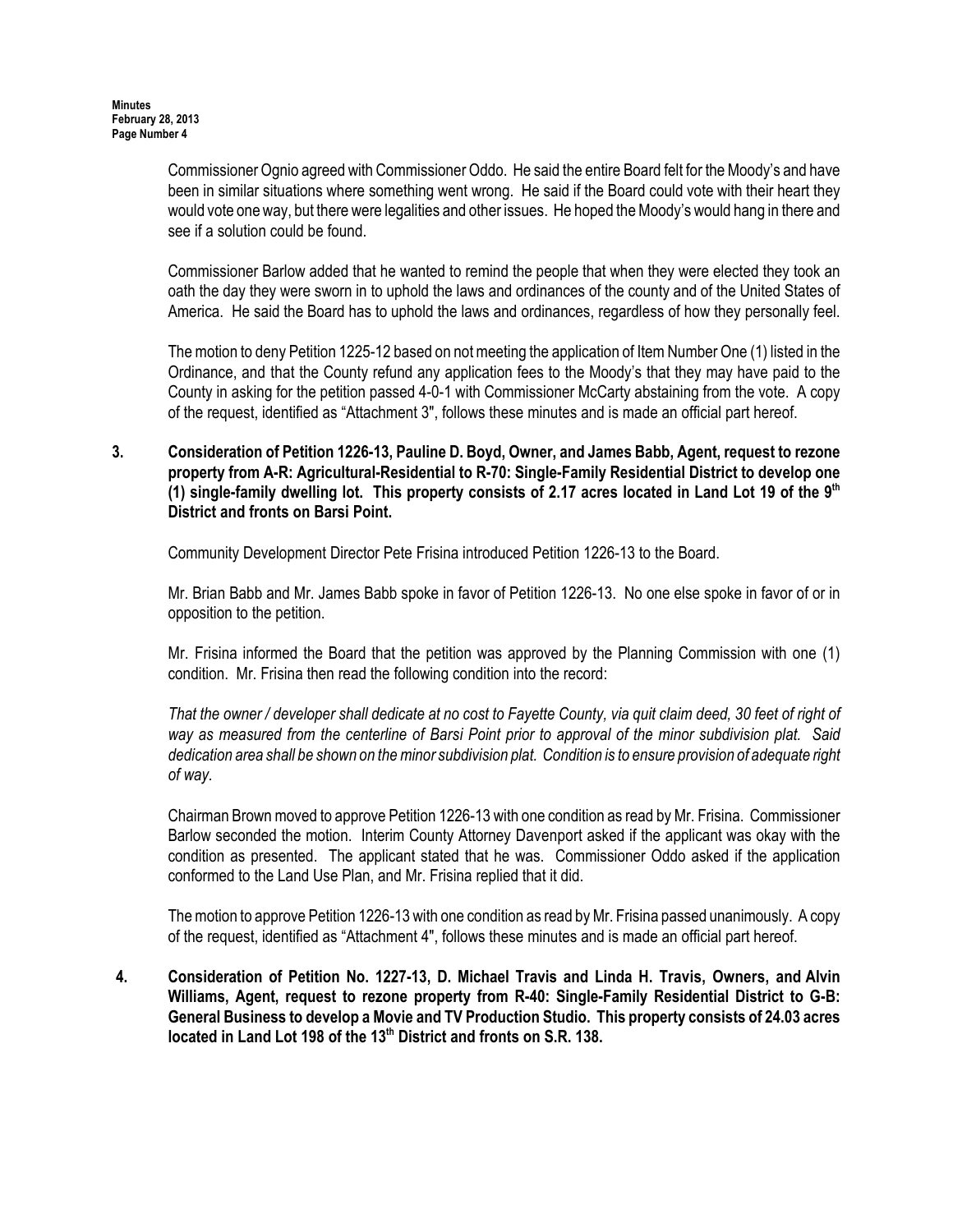Commissioner Ognio agreed with Commissioner Oddo. He said the entire Board felt for the Moody's and have been in similar situations where something went wrong. He said if the Board could vote with their heart they would vote one way, but there were legalities and other issues. He hoped the Moody's would hang in there and see if a solution could be found.

Commissioner Barlow added that he wanted to remind the people that when they were elected they took an oath the day they were sworn in to uphold the laws and ordinances of the county and of the United States of America. He said the Board has to uphold the laws and ordinances, regardless of how they personally feel.

The motion to deny Petition 1225-12 based on not meeting the application of Item Number One (1) listed in the Ordinance, and that the County refund any application fees to the Moody's that they may have paid to the County in asking for the petition passed 4-0-1 with Commissioner McCarty abstaining from the vote. A copy of the request, identified as "Attachment 3", follows these minutes and is made an official part hereof.

**3. Consideration of Petition 1226-13, Pauline D. Boyd, Owner, and James Babb, Agent, request to rezone property from A-R: Agricultural-Residential to R-70: Single-Family Residential District to develop one (1) single-family dwelling lot. This property consists of 2.17 acres located in Land Lot 19 of the 9th District and fronts on Barsi Point.**

Community Development Director Pete Frisina introduced Petition 1226-13 to the Board.

Mr. Brian Babb and Mr. James Babb spoke in favor of Petition 1226-13. No one else spoke in favor of or in opposition to the petition.

Mr. Frisina informed the Board that the petition was approved by the Planning Commission with one (1) condition. Mr. Frisina then read the following condition into the record:

*That the owner / developer shall dedicate at no cost to Fayette County, via quit claim deed, 30 feet of right of way as measured from the centerline of Barsi Point prior to approval of the minor subdivision plat. Said dedication area shall be shown on the minor subdivision plat. Condition is to ensure provision of adequate right of way.*

Chairman Brown moved to approve Petition 1226-13 with one condition as read by Mr. Frisina. Commissioner Barlow seconded the motion. Interim County Attorney Davenport asked if the applicant was okay with the condition as presented. The applicant stated that he was. Commissioner Oddo asked if the application conformed to the Land Use Plan, and Mr. Frisina replied that it did.

The motion to approve Petition 1226-13 with one condition as read by Mr. Frisina passed unanimously. A copy of the request, identified as "Attachment 4", follows these minutes and is made an official part hereof.

**4. Consideration of Petition No. 1227-13, D. Michael Travis and Linda H. Travis, Owners, and Alvin Williams, Agent, request to rezone property from R-40: Single-Family Residential District to G-B: General Business to develop a Movie and TV Production Studio. This property consists of 24.03 acres located in Land Lot 198 of the 13th District and fronts on S.R. 138.**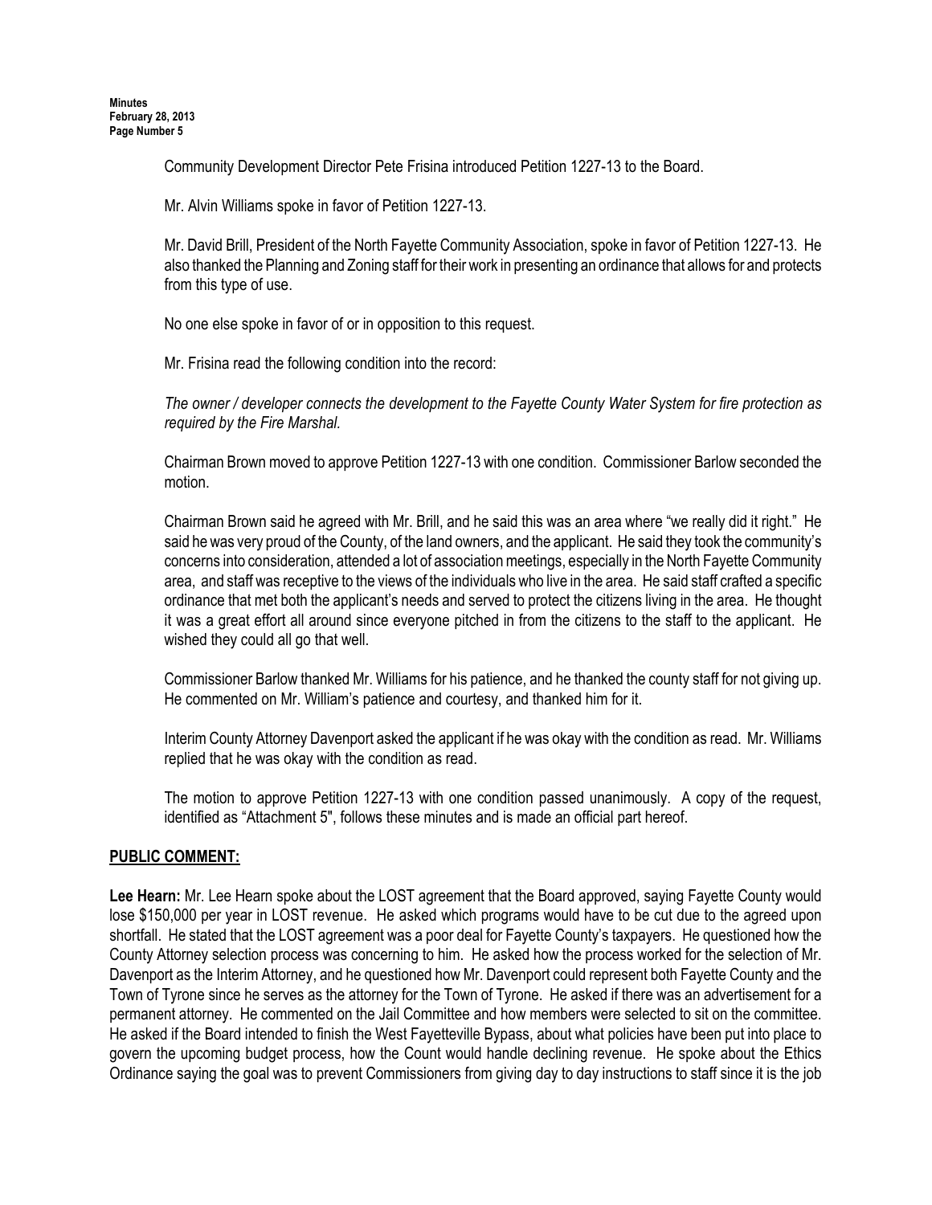Community Development Director Pete Frisina introduced Petition 1227-13 to the Board.

Mr. Alvin Williams spoke in favor of Petition 1227-13.

Mr. David Brill, President of the North Fayette Community Association, spoke in favor of Petition 1227-13. He also thanked the Planning and Zoning staff for their work in presenting an ordinance that allows for and protects from this type of use.

No one else spoke in favor of or in opposition to this request.

Mr. Frisina read the following condition into the record:

*The owner / developer connects the development to the Fayette County Water System for fire protection as required by the Fire Marshal.*

Chairman Brown moved to approve Petition 1227-13 with one condition. Commissioner Barlow seconded the motion.

Chairman Brown said he agreed with Mr. Brill, and he said this was an area where "we really did it right." He said he was very proud of the County, of the land owners, and the applicant. He said they took the community's concerns into consideration, attended a lot of association meetings, especially in the North Fayette Community area, and staff was receptive to the views of the individuals who live in the area. He said staff crafted a specific ordinance that met both the applicant's needs and served to protect the citizens living in the area. He thought it was a great effort all around since everyone pitched in from the citizens to the staff to the applicant. He wished they could all go that well.

Commissioner Barlow thanked Mr. Williams for his patience, and he thanked the county staff for not giving up. He commented on Mr. William's patience and courtesy, and thanked him for it.

Interim County Attorney Davenport asked the applicant if he was okay with the condition as read. Mr. Williams replied that he was okay with the condition as read.

The motion to approve Petition 1227-13 with one condition passed unanimously. A copy of the request, identified as "Attachment 5", follows these minutes and is made an official part hereof.

## PUBLIC COMMENT:

**Lee Hearn:** Mr. Lee Hearn spoke about the LOST agreement that the Board approved, saying Fayette County would lose $150,000 per year in LOST revenue. He asked which programs would have to be cut due to the agreed upon shortfall. He stated that the LOST agreement was a poor deal for Fayette County's taxpayers. He questioned how the County Attorney selection process was concerning to him. He asked how the process worked for the selection of Mr. Davenport as the Interim Attorney, and he questioned how Mr. Davenport could represent both Fayette County and the Town of Tyrone since he serves as the attorney for the Town of Tyrone. He asked if there was an advertisement for a permanent attorney. He commented on the Jail Committee and how members were selected to sit on the committee. He asked if the Board intended to finish the West Fayetteville Bypass, about what policies have been put into place to govern the upcoming budget process, how the Count would handle declining revenue. He spoke about the Ethics Ordinance saying the goal was to prevent Commissioners from giving day to day instructions to staff since it is the job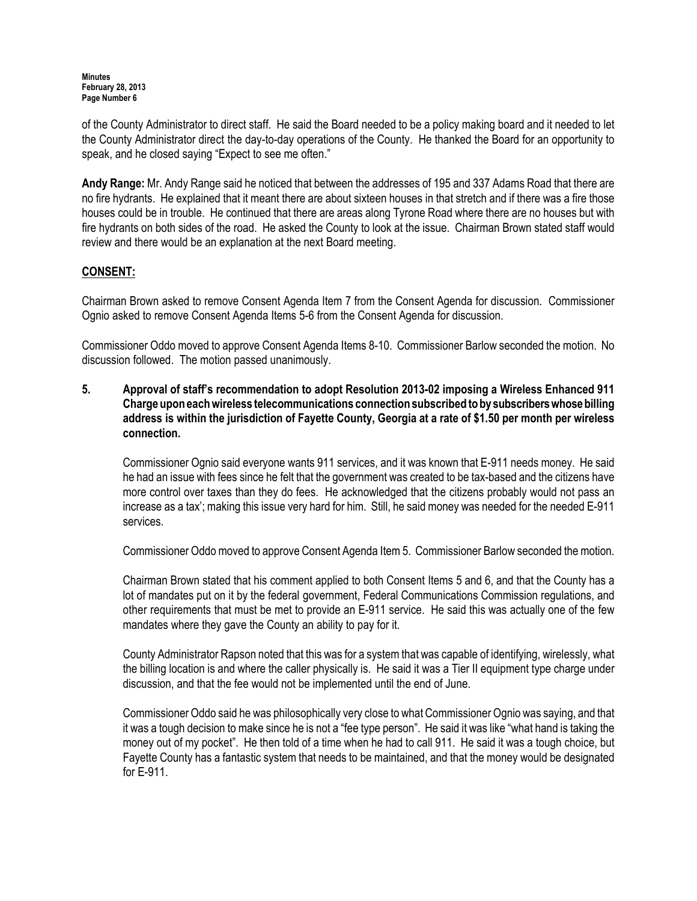of the County Administrator to direct staff. He said the Board needed to be a policy making board and it needed to let the County Administrator direct the day-to-day operations of the County. He thanked the Board for an opportunity to speak, and he closed saying "Expect to see me often."

**Andy Range:** Mr. Andy Range said he noticed that between the addresses of 195 and 337 Adams Road that there are no fire hydrants. He explained that it meant there are about sixteen houses in that stretch and if there was a fire those houses could be in trouble. He continued that there are areas along Tyrone Road where there are no houses but with fire hydrants on both sides of the road. He asked the County to look at the issue. Chairman Brown stated staff would review and there would be an explanation at the next Board meeting.

## CONSENT:

Chairman Brown asked to remove Consent Agenda Item 7 from the Consent Agenda for discussion. Commissioner Ognio asked to remove Consent Agenda Items 5-6 from the Consent Agenda for discussion.

Commissioner Oddo moved to approve Consent Agenda Items 8-10. Commissioner Barlow seconded the motion. No discussion followed. The motion passed unanimously.

**5. Approval of staff's recommendation to adopt Resolution 2013-02 imposing a Wireless Enhanced 911 Charge upon each wireless telecommunications connection subscribed to by subscribers whose billing address is within the jurisdiction of Fayette County, Georgia at a rate of $1.50 per month per wireless connection.**

Commissioner Ognio said everyone wants 911 services, and it was known that E-911 needs money. He said he had an issue with fees since he felt that the government was created to be tax-based and the citizens have more control over taxes than they do fees. He acknowledged that the citizens probably would not pass an increase as a tax'; making this issue very hard for him. Still, he said money was needed for the needed E-911 services.

Commissioner Oddo moved to approve Consent Agenda Item 5. Commissioner Barlow seconded the motion.

Chairman Brown stated that his comment applied to both Consent Items 5 and 6, and that the County has a lot of mandates put on it by the federal government, Federal Communications Commission regulations, and other requirements that must be met to provide an E-911 service. He said this was actually one of the few mandates where they gave the County an ability to pay for it.

County Administrator Rapson noted that this was for a system that was capable of identifying, wirelessly, what the billing location is and where the caller physically is. He said it was a Tier II equipment type charge under discussion, and that the fee would not be implemented until the end of June.

Commissioner Oddo said he was philosophically very close to what Commissioner Ognio was saying, and that it was a tough decision to make since he is not a "fee type person". He said it was like "what hand is taking the money out of my pocket". He then told of a time when he had to call 911. He said it was a tough choice, but Fayette County has a fantastic system that needs to be maintained, and that the money would be designated for E-911.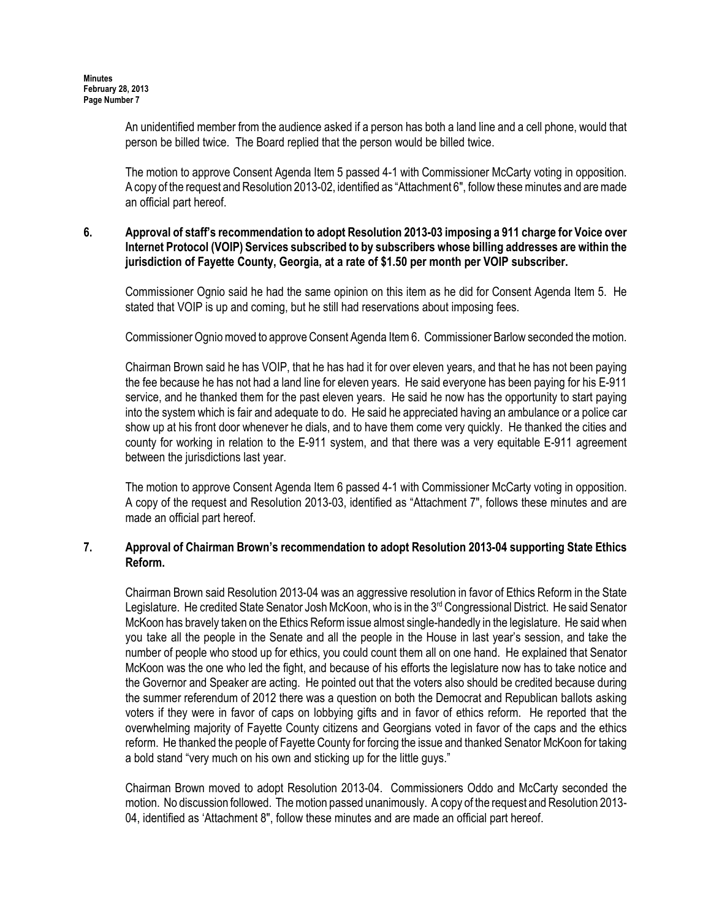An unidentified member from the audience asked if a person has both a land line and a cell phone, would that person be billed twice. The Board replied that the person would be billed twice.

The motion to approve Consent Agenda Item 5 passed 4-1 with Commissioner McCarty voting in opposition. A copy of the request and Resolution 2013-02, identified as "Attachment 6", follow these minutes and are made an official part hereof.

**6. Approval of staff's recommendation to adopt Resolution 2013-03 imposing a 911 charge for Voice over Internet Protocol (VOIP) Services subscribed to by subscribers whose billing addresses are within the jurisdiction of Fayette County, Georgia, at a rate of $1.50 per month per VOIP subscriber.**

Commissioner Ognio said he had the same opinion on this item as he did for Consent Agenda Item 5. He stated that VOIP is up and coming, but he still had reservations about imposing fees.

Commissioner Ognio moved to approve Consent Agenda Item 6. Commissioner Barlow seconded the motion.

Chairman Brown said he has VOIP, that he has had it for over eleven years, and that he has not been paying the fee because he has not had a land line for eleven years. He said everyone has been paying for his E-911 service, and he thanked them for the past eleven years. He said he now has the opportunity to start paying into the system which is fair and adequate to do. He said he appreciated having an ambulance or a police car show up at his front door whenever he dials, and to have them come very quickly. He thanked the cities and county for working in relation to the E-911 system, and that there was a very equitable E-911 agreement between the jurisdictions last year.

The motion to approve Consent Agenda Item 6 passed 4-1 with Commissioner McCarty voting in opposition. A copy of the request and Resolution 2013-03, identified as "Attachment 7", follows these minutes and are made an official part hereof.

**7. Approval of Chairman Brown's recommendation to adopt Resolution 2013-04 supporting State Ethics Reform.**

Chairman Brown said Resolution 2013-04 was an aggressive resolution in favor of Ethics Reform in the State Legislature. He credited State Senator Josh McKoon, who is in the 3rd Congressional District. He said Senator McKoon has bravely taken on the Ethics Reform issue almost single-handedly in the legislature. He said when you take all the people in the Senate and all the people in the House in last year's session, and take the number of people who stood up for ethics, you could count them all on one hand. He explained that Senator McKoon was the one who led the fight, and because of his efforts the legislature now has to take notice and the Governor and Speaker are acting. He pointed out that the voters also should be credited because during the summer referendum of 2012 there was a question on both the Democrat and Republican ballots asking voters if they were in favor of caps on lobbying gifts and in favor of ethics reform. He reported that the overwhelming majority of Fayette County citizens and Georgians voted in favor of the caps and the ethics reform. He thanked the people of Fayette County for forcing the issue and thanked Senator McKoon for taking a bold stand "very much on his own and sticking up for the little guys."

Chairman Brown moved to adopt Resolution 2013-04. Commissioners Oddo and McCarty seconded the motion. No discussion followed. The motion passed unanimously. A copy of the request and Resolution 2013-04, identified as 'Attachment 8", follow these minutes and are made an official part hereof.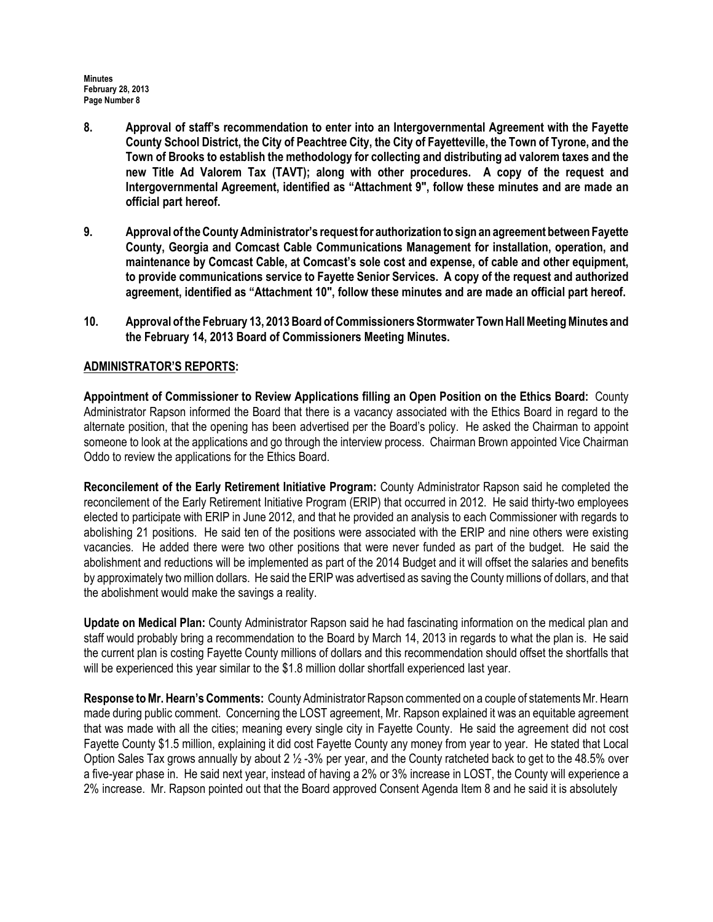8. **Approval of staff's recommendation to enter into an Intergovernmental Agreement with the Fayette County School District, the City of Peachtree City, the City of Fayetteville, the Town of Tyrone, and the Town of Brooks to establish the methodology for collecting and distributing ad valorem taxes and the new Title Ad Valorem Tax (TAVT); along with other procedures. A copy of the request and Intergovernmental Agreement, identified as "Attachment 9", follow these minutes and are made an official part hereof.**

9. **Approval of the County Administrator's request for authorization to sign an agreement between Fayette County, Georgia and Comcast Cable Communications Management for installation, operation, and maintenance by Comcast Cable, at Comcast's sole cost and expense, of cable and other equipment, to provide communications service to Fayette Senior Services. A copy of the request and authorized agreement, identified as "Attachment 10", follow these minutes and are made an official part hereof.**

10. **Approval of the February 13, 2013 Board of Commissioners Stormwater Town Hall Meeting Minutes and the February 14, 2013 Board of Commissioners Meeting Minutes.**

## ADMINISTRATOR'S REPORTS:

**Appointment of Commissioner to Review Applications filling an Open Position on the Ethics Board:** County Administrator Rapson informed the Board that there is a vacancy associated with the Ethics Board in regard to the alternate position, that the opening has been advertised per the Board's policy. He asked the Chairman to appoint someone to look at the applications and go through the interview process. Chairman Brown appointed Vice Chairman Oddo to review the applications for the Ethics Board.

**Reconcilement of the Early Retirement Initiative Program:** County Administrator Rapson said he completed the reconcilement of the Early Retirement Initiative Program (ERIP) that occurred in 2012. He said thirty-two employees elected to participate with ERIP in June 2012, and that he provided an analysis to each Commissioner with regards to abolishing 21 positions. He said ten of the positions were associated with the ERIP and nine others were existing vacancies. He added there were two other positions that were never funded as part of the budget. He said the abolishment and reductions will be implemented as part of the 2014 Budget and it will offset the salaries and benefits by approximately two million dollars. He said the ERIP was advertised as saving the County millions of dollars, and that the abolishment would make the savings a reality.

**Update on Medical Plan:** County Administrator Rapson said he had fascinating information on the medical plan and staff would probably bring a recommendation to the Board by March 14, 2013 in regards to what the plan is. He said the current plan is costing Fayette County millions of dollars and this recommendation should offset the shortfalls that will be experienced this year similar to the $1.8 million dollar shortfall experienced last year.

**Response to Mr. Hearn's Comments:** County Administrator Rapson commented on a couple of statements Mr. Hearn made during public comment. Concerning the LOST agreement, Mr. Rapson explained it was an equitable agreement that was made with all the cities; meaning every single city in Fayette County. He said the agreement did not cost Fayette County $1.5 million, explaining it did cost Fayette County any money from year to year. He stated that Local Option Sales Tax grows annually by about 2 ½ -3% per year, and the County ratcheted back to get to the 48.5% over a five-year phase in. He said next year, instead of having a 2% or 3% increase in LOST, the County will experience a 2% increase. Mr. Rapson pointed out that the Board approved Consent Agenda Item 8 and he said it is absolutely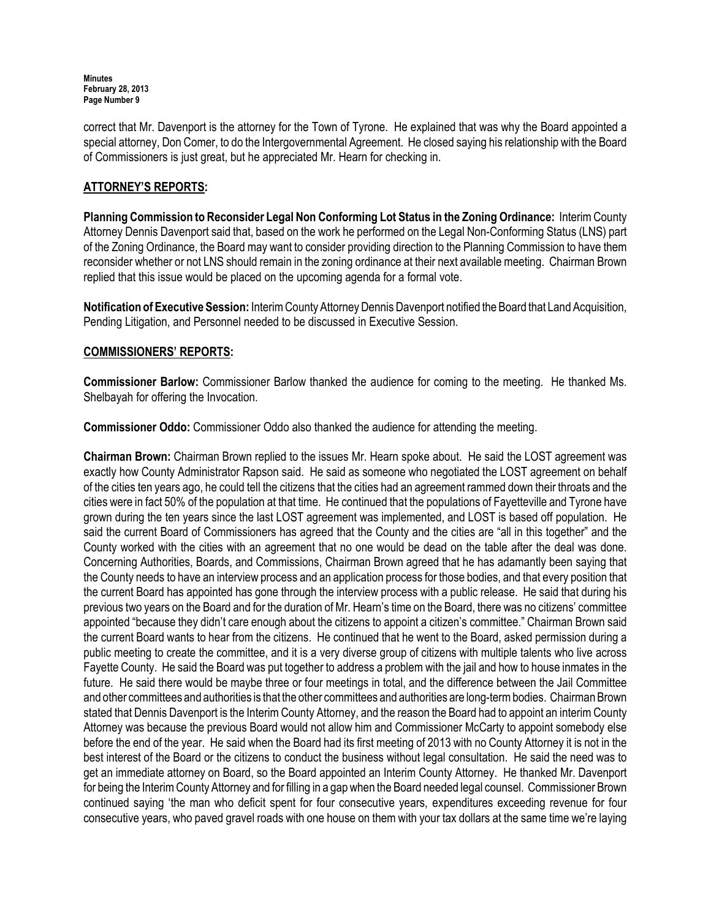correct that Mr. Davenport is the attorney for the Town of Tyrone. He explained that was why the Board appointed a special attorney, Don Comer, to do the Intergovernmental Agreement. He closed saying his relationship with the Board of Commissioners is just great, but he appreciated Mr. Hearn for checking in.

## ATTORNEY'S REPORTS:

**Planning Commission to Reconsider Legal Non Conforming Lot Status in the Zoning Ordinance:** Interim County Attorney Dennis Davenport said that, based on the work he performed on the Legal Non-Conforming Status (LNS) part of the Zoning Ordinance, the Board may want to consider providing direction to the Planning Commission to have them reconsider whether or not LNS should remain in the zoning ordinance at their next available meeting. Chairman Brown replied that this issue would be placed on the upcoming agenda for a formal vote.

**Notification of Executive Session:** Interim County Attorney Dennis Davenport notified the Board that Land Acquisition, Pending Litigation, and Personnel needed to be discussed in Executive Session.

## COMMISSIONERS' REPORTS:

**Commissioner Barlow:** Commissioner Barlow thanked the audience for coming to the meeting. He thanked Ms. Shelbayah for offering the Invocation.

**Commissioner Oddo:** Commissioner Oddo also thanked the audience for attending the meeting.

**Chairman Brown:** Chairman Brown replied to the issues Mr. Hearn spoke about. He said the LOST agreement was exactly how County Administrator Rapson said. He said as someone who negotiated the LOST agreement on behalf of the cities ten years ago, he could tell the citizens that the cities had an agreement rammed down their throats and the cities were in fact 50% of the population at that time. He continued that the populations of Fayetteville and Tyrone have grown during the ten years since the last LOST agreement was implemented, and LOST is based off population. He said the current Board of Commissioners has agreed that the County and the cities are "all in this together" and the County worked with the cities with an agreement that no one would be dead on the table after the deal was done. Concerning Authorities, Boards, and Commissions, Chairman Brown agreed that he has adamantly been saying that the County needs to have an interview process and an application process for those bodies, and that every position that the current Board has appointed has gone through the interview process with a public release. He said that during his previous two years on the Board and for the duration of Mr. Hearn's time on the Board, there was no citizens' committee appointed "because they didn't care enough about the citizens to appoint a citizen's committee." Chairman Brown said the current Board wants to hear from the citizens. He continued that he went to the Board, asked permission during a public meeting to create the committee, and it is a very diverse group of citizens with multiple talents who live across Fayette County. He said the Board was put together to address a problem with the jail and how to house inmates in the future. He said there would be maybe three or four meetings in total, and the difference between the Jail Committee and other committees and authorities is that the other committees and authorities are long-term bodies. Chairman Brown stated that Dennis Davenport is the Interim County Attorney, and the reason the Board had to appoint an interim County Attorney was because the previous Board would not allow him and Commissioner McCarty to appoint somebody else before the end of the year. He said when the Board had its first meeting of 2013 with no County Attorney it is not in the best interest of the Board or the citizens to conduct the business without legal consultation. He said the need was to get an immediate attorney on Board, so the Board appointed an Interim County Attorney. He thanked Mr. Davenport for being the Interim County Attorney and for filling in a gap when the Board needed legal counsel. Commissioner Brown continued saying 'the man who deficit spent for four consecutive years, expenditures exceeding revenue for four consecutive years, who paved gravel roads with one house on them with your tax dollars at the same time we're laying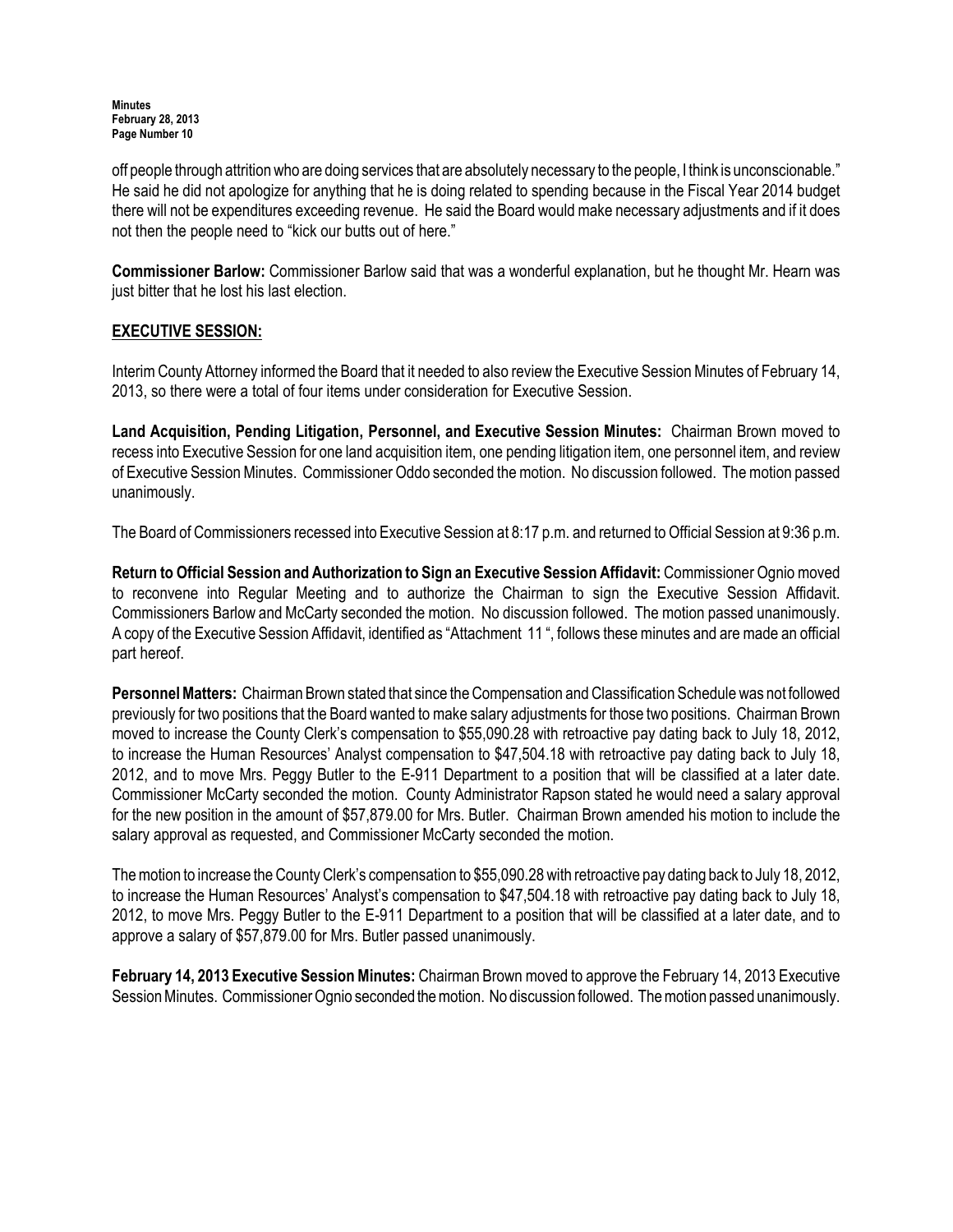off people through attrition who are doing services that are absolutely necessary to the people, I think is unconscionable." He said he did not apologize for anything that he is doing related to spending because in the Fiscal Year 2014 budget there will not be expenditures exceeding revenue. He said the Board would make necessary adjustments and if it does not then the people need to "kick our butts out of here."

**Commissioner Barlow:** Commissioner Barlow said that was a wonderful explanation, but he thought Mr. Hearn was just bitter that he lost his last election.

## EXECUTIVE SESSION:

Interim County Attorney informed the Board that it needed to also review the Executive Session Minutes of February 14, 2013, so there were a total of four items under consideration for Executive Session.

**Land Acquisition, Pending Litigation, Personnel, and Executive Session Minutes:** Chairman Brown moved to recess into Executive Session for one land acquisition item, one pending litigation item, one personnel item, and review of Executive Session Minutes. Commissioner Oddo seconded the motion. No discussion followed. The motion passed unanimously.

The Board of Commissioners recessed into Executive Session at 8:17 p.m. and returned to Official Session at 9:36 p.m.

**Return to Official Session and Authorization to Sign an Executive Session Affidavit:** Commissioner Ognio moved to reconvene into Regular Meeting and to authorize the Chairman to sign the Executive Session Affidavit. Commissioners Barlow and McCarty seconded the motion. No discussion followed. The motion passed unanimously. A copy of the Executive Session Affidavit, identified as "Attachment 11 ", follows these minutes and are made an official part hereof.

**Personnel Matters:** Chairman Brown stated that since the Compensation and Classification Schedule was not followed previously for two positions that the Board wanted to make salary adjustments for those two positions. Chairman Brown moved to increase the County Clerk's compensation to $55,090.28 with retroactive pay dating back to July 18, 2012, to increase the Human Resources' Analyst compensation to $47,504.18 with retroactive pay dating back to July 18, 2012, and to move Mrs. Peggy Butler to the E-911 Department to a position that will be classified at a later date. Commissioner McCarty seconded the motion. County Administrator Rapson stated he would need a salary approval for the new position in the amount of $57,879.00 for Mrs. Butler. Chairman Brown amended his motion to include the salary approval as requested, and Commissioner McCarty seconded the motion.

The motion to increase the County Clerk's compensation to $55,090.28 with retroactive pay dating back to July 18, 2012, to increase the Human Resources' Analyst's compensation to $47,504.18 with retroactive pay dating back to July 18, 2012, to move Mrs. Peggy Butler to the E-911 Department to a position that will be classified at a later date, and to approve a salary of $57,879.00 for Mrs. Butler passed unanimously.

**February 14, 2013 Executive Session Minutes:** Chairman Brown moved to approve the February 14, 2013 Executive Session Minutes. Commissioner Ognio seconded the motion. No discussion followed. The motion passed unanimously.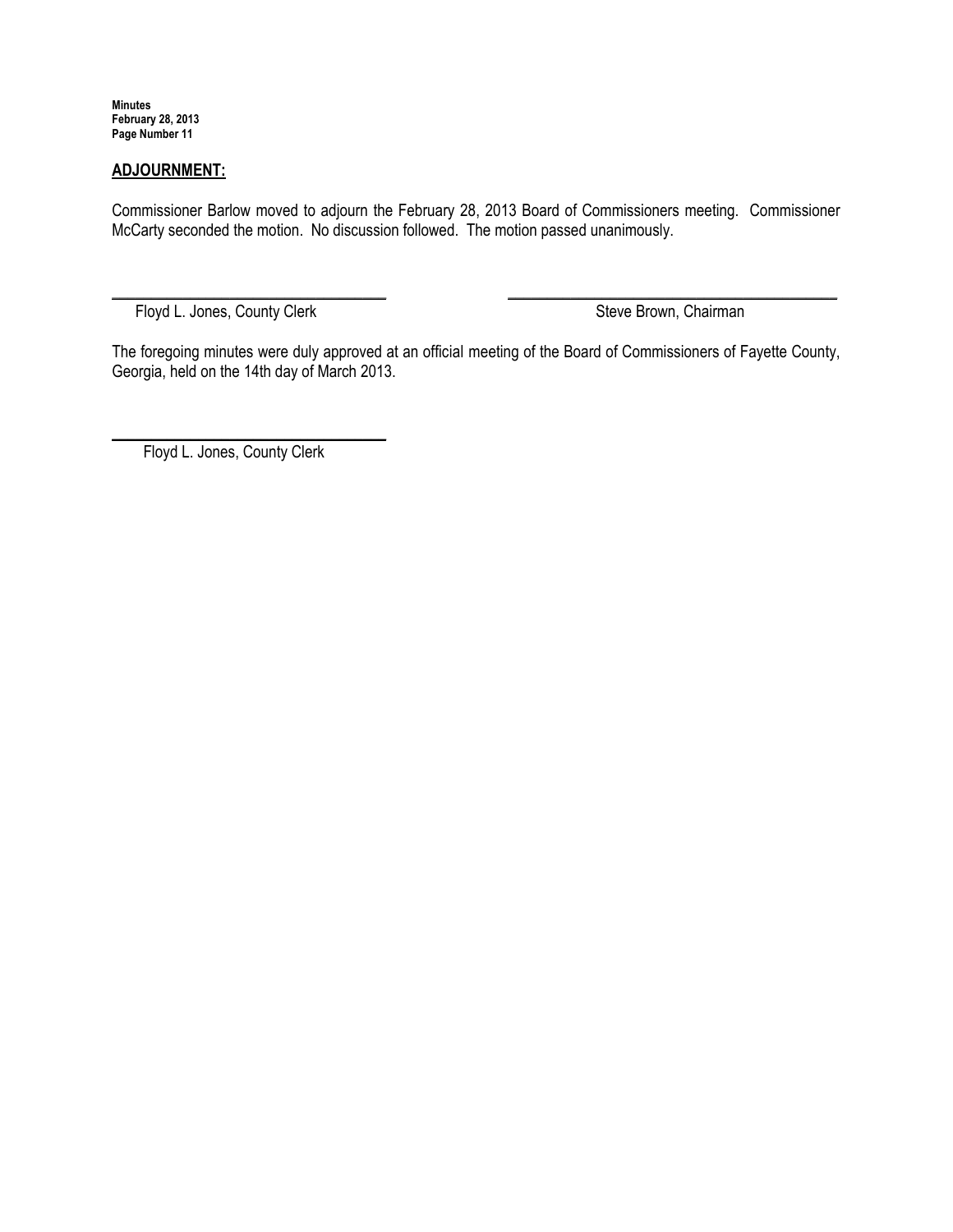## ADJOURNMENT:

Commissioner Barlow moved to adjourn the February 28, 2013 Board of Commissioners meeting. Commissioner McCarty seconded the motion. No discussion followed. The motion passed unanimously.

\_\_\_\_\_\_\_\_\_\_\_\_\_\_\_\_\_\_\_\_\_\_\_\_\_\_\_\_\_\_\_\_\_\_\_\_\_
Floyd L. Jones, County Clerk

\_\_\_\_\_\_\_\_\_\_\_\_\_\_\_\_\_\_\_\_\_\_\_\_\_\_\_\_\_\_\_\_\_\_\_\_\_
Steve Brown, Chairman

The foregoing minutes were duly approved at an official meeting of the Board of Commissioners of Fayette County, Georgia, held on the 14th day of March 2013.

\_\_\_\_\_\_\_\_\_\_\_\_\_\_\_\_\_\_\_\_\_\_\_\_\_\_\_\_\_\_\_\_\_\_\_\_\_
Floyd L. Jones, County Clerk